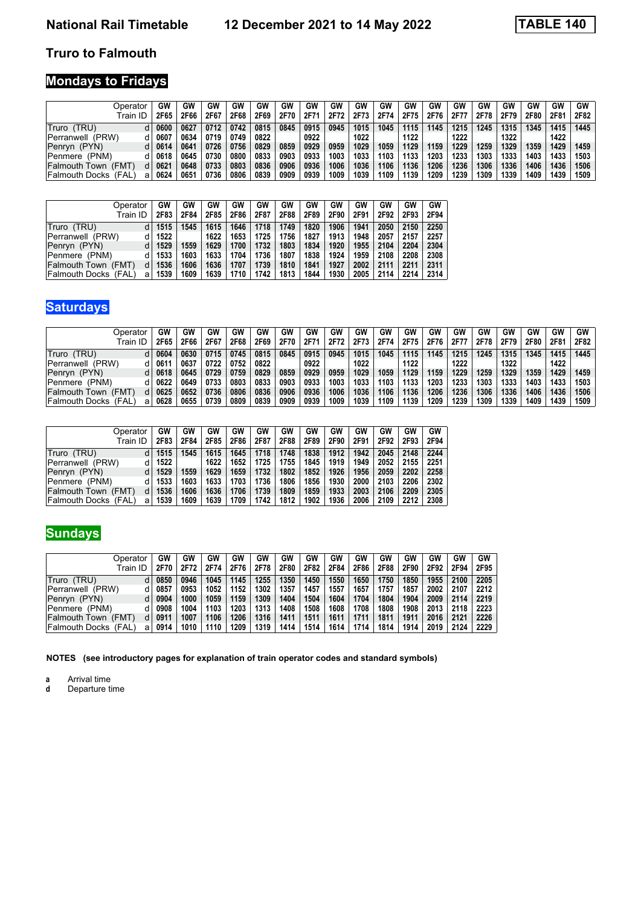# National Rail Timetable — 12 December 2021 to 14 May 2022 — TABLE 140

## Truro to Falmouth

### Mondays to Fridays

| Operator | | GW | GW | GW | GW | GW | GW | GW | GW | GW | GW | GW | GW | GW | GW | GW | GW | GW | GW |
|---|---|---|---|---|---|---|---|---|---|---|---|---|---|---|---|---|---|---|---|
| Train ID | | 2F65 | 2F66 | 2F67 | 2F68 | 2F69 | 2F70 | 2F71 | 2F72 | 2F73 | 2F74 | 2F75 | 2F76 | 2F77 | 2F78 | 2F79 | 2F80 | 2F81 | 2F82 |
| Truro (TRU) | d | 0600 | 0627 | 0712 | 0742 | 0815 | 0845 | 0915 | 0945 | 1015 | 1045 | 1115 | 1145 | 1215 | 1245 | 1315 | 1345 | 1415 | 1445 |
| Perranwell (PRW) | d | 0607 | 0634 | 0719 | 0749 | 0822 | | 0922 | | 1022 | | 1122 | | 1222 | | 1322 | | 1422 | |
| Penryn (PYN) | d | 0614 | 0641 | 0726 | 0756 | 0829 | 0859 | 0929 | 0959 | 1029 | 1059 | 1129 | 1159 | 1229 | 1259 | 1329 | 1359 | 1429 | 1459 |
| Penmere (PNM) | d | 0618 | 0645 | 0730 | 0800 | 0833 | 0903 | 0933 | 1003 | 1033 | 1103 | 1133 | 1203 | 1233 | 1303 | 1333 | 1403 | 1433 | 1503 |
| Falmouth Town (FMT) | d | 0621 | 0648 | 0733 | 0803 | 0836 | 0906 | 0936 | 1006 | 1036 | 1106 | 1136 | 1206 | 1236 | 1306 | 1336 | 1406 | 1436 | 1506 |
| Falmouth Docks (FAL) | a | 0624 | 0651 | 0736 | 0806 | 0839 | 0909 | 0939 | 1009 | 1039 | 1109 | 1139 | 1209 | 1239 | 1309 | 1339 | 1409 | 1439 | 1509 |

| Operator | | GW | GW | GW | GW | GW | GW | GW | GW | GW | GW | GW | GW |
|---|---|---|---|---|---|---|---|---|---|---|---|---|---|
| Train ID | | 2F83 | 2F84 | 2F85 | 2F86 | 2F87 | 2F88 | 2F89 | 2F90 | 2F91 | 2F92 | 2F93 | 2F94 |
| Truro (TRU) | d | 1515 | 1545 | 1615 | 1646 | 1718 | 1749 | 1820 | 1906 | 1941 | 2050 | 2150 | 2250 |
| Perranwell (PRW) | d | 1522 | | 1622 | 1653 | 1725 | 1756 | 1827 | 1913 | 1948 | 2057 | 2157 | 2257 |
| Penryn (PYN) | d | 1529 | 1559 | 1629 | 1700 | 1732 | 1803 | 1834 | 1920 | 1955 | 2104 | 2204 | 2304 |
| Penmere (PNM) | d | 1533 | 1603 | 1633 | 1704 | 1736 | 1807 | 1838 | 1924 | 1959 | 2108 | 2208 | 2308 |
| Falmouth Town (FMT) | d | 1536 | 1606 | 1636 | 1707 | 1739 | 1810 | 1841 | 1927 | 2002 | 2111 | 2211 | 2311 |
| Falmouth Docks (FAL) | a | 1539 | 1609 | 1639 | 1710 | 1742 | 1813 | 1844 | 1930 | 2005 | 2114 | 2214 | 2314 |

### Saturdays

| Operator | | GW | GW | GW | GW | GW | GW | GW | GW | GW | GW | GW | GW | GW | GW | GW | GW | GW | GW |
|---|---|---|---|---|---|---|---|---|---|---|---|---|---|---|---|---|---|---|---|
| Train ID | | 2F65 | 2F66 | 2F67 | 2F68 | 2F69 | 2F70 | 2F71 | 2F72 | 2F73 | 2F74 | 2F75 | 2F76 | 2F77 | 2F78 | 2F79 | 2F80 | 2F81 | 2F82 |
| Truro (TRU) | d | 0604 | 0630 | 0715 | 0745 | 0815 | 0845 | 0915 | 0945 | 1015 | 1045 | 1115 | 1145 | 1215 | 1245 | 1315 | 1345 | 1415 | 1445 |
| Perranwell (PRW) | d | 0611 | 0637 | 0722 | 0752 | 0822 | | 0922 | | 1022 | | 1122 | | 1222 | | 1322 | | 1422 | |
| Penryn (PYN) | d | 0618 | 0645 | 0729 | 0759 | 0829 | 0859 | 0929 | 0959 | 1029 | 1059 | 1129 | 1159 | 1229 | 1259 | 1329 | 1359 | 1429 | 1459 |
| Penmere (PNM) | d | 0622 | 0649 | 0733 | 0803 | 0833 | 0903 | 0933 | 1003 | 1033 | 1103 | 1133 | 1203 | 1233 | 1303 | 1333 | 1403 | 1433 | 1503 |
| Falmouth Town (FMT) | d | 0625 | 0652 | 0736 | 0806 | 0836 | 0906 | 0936 | 1006 | 1036 | 1106 | 1136 | 1206 | 1236 | 1306 | 1336 | 1406 | 1436 | 1506 |
| Falmouth Docks (FAL) | a | 0628 | 0655 | 0739 | 0809 | 0839 | 0909 | 0939 | 1009 | 1039 | 1109 | 1139 | 1209 | 1239 | 1309 | 1339 | 1409 | 1439 | 1509 |

| Operator | | GW | GW | GW | GW | GW | GW | GW | GW | GW | GW | GW | GW |
|---|---|---|---|---|---|---|---|---|---|---|---|---|---|
| Train ID | | 2F83 | 2F84 | 2F85 | 2F86 | 2F87 | 2F88 | 2F89 | 2F90 | 2F91 | 2F92 | 2F93 | 2F94 |
| Truro (TRU) | d | 1515 | 1545 | 1615 | 1645 | 1718 | 1748 | 1838 | 1912 | 1942 | 2045 | 2148 | 2244 |
| Perranwell (PRW) | d | 1522 | | 1622 | 1652 | 1725 | 1755 | 1845 | 1919 | 1949 | 2052 | 2155 | 2251 |
| Penryn (PYN) | d | 1529 | 1559 | 1629 | 1659 | 1732 | 1802 | 1852 | 1926 | 1956 | 2059 | 2202 | 2258 |
| Penmere (PNM) | d | 1533 | 1603 | 1633 | 1703 | 1736 | 1806 | 1856 | 1930 | 2000 | 2103 | 2206 | 2302 |
| Falmouth Town (FMT) | d | 1536 | 1606 | 1636 | 1706 | 1739 | 1809 | 1859 | 1933 | 2003 | 2106 | 2209 | 2305 |
| Falmouth Docks (FAL) | a | 1539 | 1609 | 1639 | 1709 | 1742 | 1812 | 1902 | 1936 | 2006 | 2109 | 2212 | 2308 |

### Sundays

| Operator | | GW | GW | GW | GW | GW | GW | GW | GW | GW | GW | GW | GW | GW | GW |
|---|---|---|---|---|---|---|---|---|---|---|---|---|---|---|---|
| Train ID | | 2F70 | 2F72 | 2F74 | 2F76 | 2F78 | 2F80 | 2F82 | 2F84 | 2F86 | 2F88 | 2F90 | 2F92 | 2F94 | 2F95 |
| Truro (TRU) | d | 0850 | 0946 | 1045 | 1145 | 1255 | 1350 | 1450 | 1550 | 1650 | 1750 | 1850 | 1955 | 2100 | 2205 |
| Perranwell (PRW) | d | 0857 | 0953 | 1052 | 1152 | 1302 | 1357 | 1457 | 1557 | 1657 | 1757 | 1857 | 2002 | 2107 | 2212 |
| Penryn (PYN) | d | 0904 | 1000 | 1059 | 1159 | 1309 | 1404 | 1504 | 1604 | 1704 | 1804 | 1904 | 2009 | 2114 | 2219 |
| Penmere (PNM) | d | 0908 | 1004 | 1103 | 1203 | 1313 | 1408 | 1508 | 1608 | 1708 | 1808 | 1908 | 2013 | 2118 | 2223 |
| Falmouth Town (FMT) | d | 0911 | 1007 | 1106 | 1206 | 1316 | 1411 | 1511 | 1611 | 1711 | 1811 | 1911 | 2016 | 2121 | 2226 |
| Falmouth Docks (FAL) | a | 0914 | 1010 | 1110 | 1209 | 1319 | 1414 | 1514 | 1614 | 1714 | 1814 | 1914 | 2019 | 2124 | 2229 |

**NOTES (see introductory pages for explanation of train operator codes and standard symbols)**

**a** Arrival time
**d** Departure time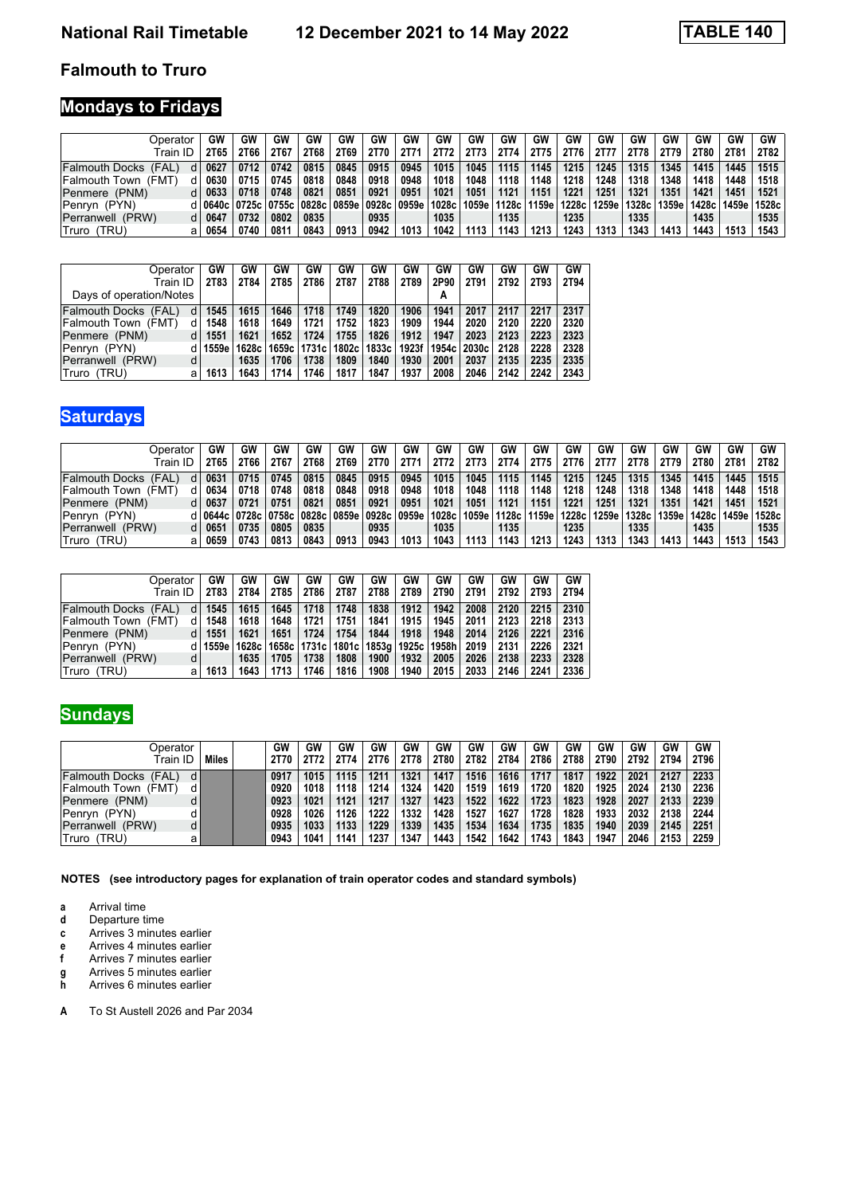## National Rail Timetable 12 December 2021 to 14 May 2022 TABLE 140

## Falmouth to Truro

### Mondays to Fridays

| Operator / Train ID | | GW 2T65 | GW 2T66 | GW 2T67 | GW 2T68 | GW 2T69 | GW 2T70 | GW 2T71 | GW 2T72 | GW 2T73 | GW 2T74 | GW 2T75 | GW 2T76 | GW 2T77 | GW 2T78 | GW 2T79 | GW 2T80 | GW 2T81 | GW 2T82 |
|---|---|---|---|---|---|---|---|---|---|---|---|---|---|---|---|---|---|---|---|
| Falmouth Docks (FAL) | d | 0627 | 0712 | 0742 | 0815 | 0845 | 0915 | 0945 | 1015 | 1045 | 1115 | 1145 | 1215 | 1245 | 1315 | 1345 | 1415 | 1445 | 1515 |
| Falmouth Town (FMT) | d | 0630 | 0715 | 0745 | 0818 | 0848 | 0918 | 0948 | 1018 | 1048 | 1118 | 1148 | 1218 | 1248 | 1318 | 1348 | 1418 | 1448 | 1518 |
| Penmere (PNM) | d | 0633 | 0718 | 0748 | 0821 | 0851 | 0921 | 0951 | 1021 | 1051 | 1121 | 1151 | 1221 | 1251 | 1321 | 1351 | 1421 | 1451 | 1521 |
| Penryn (PYN) | d | 0640c | 0725c | 0755c | 0828c | 0859e | 0928c | 0959e | 1028c | 1059e | 1128c | 1159e | 1228c | 1259e | 1328c | 1359e | 1428c | 1459e | 1528c |
| Perranwell (PRW) | d | 0647 | 0732 | 0802 | 0835 | | 0935 | | 1035 | | 1135 | | 1235 | | 1335 | | 1435 | | 1535 |
| Truro (TRU) | a | 0654 | 0740 | 0811 | 0843 | 0913 | 0942 | 1013 | 1042 | 1113 | 1143 | 1213 | 1243 | 1313 | 1343 | 1413 | 1443 | 1513 | 1543 |

| Operator / Train ID | | GW 2T83 | GW 2T84 | GW 2T85 | GW 2T86 | GW 2T87 | GW 2T88 | GW 2T89 | GW 2P90 | GW 2T91 | GW 2T92 | GW 2T93 | GW 2T94 |
|---|---|---|---|---|---|---|---|---|---|---|---|---|---|
| Days of operation/Notes | | | | | | | | | A | | | | |
| Falmouth Docks (FAL) | d | 1545 | 1615 | 1646 | 1718 | 1749 | 1820 | 1906 | 1941 | 2017 | 2117 | 2217 | 2317 |
| Falmouth Town (FMT) | d | 1548 | 1618 | 1649 | 1721 | 1752 | 1823 | 1909 | 1944 | 2020 | 2120 | 2220 | 2320 |
| Penmere (PNM) | d | 1551 | 1621 | 1652 | 1724 | 1755 | 1826 | 1912 | 1947 | 2023 | 2123 | 2223 | 2323 |
| Penryn (PYN) | d | 1559e | 1628c | 1659c | 1731c | 1802c | 1833c | 1923f | 1954c | 2030c | 2128 | 2228 | 2328 |
| Perranwell (PRW) | d | | 1635 | 1706 | 1738 | 1809 | 1840 | 1930 | 2001 | 2037 | 2135 | 2235 | 2335 |
| Truro (TRU) | a | 1613 | 1643 | 1714 | 1746 | 1817 | 1847 | 1937 | 2008 | 2046 | 2142 | 2242 | 2343 |

### Saturdays

| Operator / Train ID | | GW 2T65 | GW 2T66 | GW 2T67 | GW 2T68 | GW 2T69 | GW 2T70 | GW 2T71 | GW 2T72 | GW 2T73 | GW 2T74 | GW 2T75 | GW 2T76 | GW 2T77 | GW 2T78 | GW 2T79 | GW 2T80 | GW 2T81 | GW 2T82 |
|---|---|---|---|---|---|---|---|---|---|---|---|---|---|---|---|---|---|---|---|
| Falmouth Docks (FAL) | d | 0631 | 0715 | 0745 | 0815 | 0845 | 0915 | 0945 | 1015 | 1045 | 1115 | 1145 | 1215 | 1245 | 1315 | 1345 | 1415 | 1445 | 1515 |
| Falmouth Town (FMT) | d | 0634 | 0718 | 0748 | 0818 | 0848 | 0918 | 0948 | 1018 | 1048 | 1118 | 1148 | 1218 | 1248 | 1318 | 1348 | 1418 | 1448 | 1518 |
| Penmere (PNM) | d | 0637 | 0721 | 0751 | 0821 | 0851 | 0921 | 0951 | 1021 | 1051 | 1121 | 1151 | 1221 | 1251 | 1321 | 1351 | 1421 | 1451 | 1521 |
| Penryn (PYN) | d | 0644c | 0728c | 0758c | 0828c | 0859e | 0928c | 0959e | 1028c | 1059e | 1128c | 1159e | 1228c | 1259e | 1328c | 1359e | 1428c | 1459e | 1528c |
| Perranwell (PRW) | d | 0651 | 0735 | 0805 | 0835 | | 0935 | | 1035 | | 1135 | | 1235 | | 1335 | | 1435 | | 1535 |
| Truro (TRU) | a | 0659 | 0743 | 0813 | 0843 | 0913 | 0943 | 1013 | 1043 | 1113 | 1143 | 1213 | 1243 | 1313 | 1343 | 1413 | 1443 | 1513 | 1543 |

| Operator / Train ID | | GW 2T83 | GW 2T84 | GW 2T85 | GW 2T86 | GW 2T87 | GW 2T88 | GW 2T89 | GW 2T90 | GW 2T91 | GW 2T92 | GW 2T93 | GW 2T94 |
|---|---|---|---|---|---|---|---|---|---|---|---|---|---|
| Falmouth Docks (FAL) | d | 1545 | 1615 | 1645 | 1718 | 1748 | 1838 | 1912 | 1942 | 2008 | 2120 | 2215 | 2310 |
| Falmouth Town (FMT) | d | 1548 | 1618 | 1648 | 1721 | 1751 | 1841 | 1915 | 1945 | 2011 | 2123 | 2218 | 2313 |
| Penmere (PNM) | d | 1551 | 1621 | 1651 | 1724 | 1754 | 1844 | 1918 | 1948 | 2014 | 2126 | 2221 | 2316 |
| Penryn (PYN) | d | 1559e | 1628c | 1658c | 1731c | 1801c | 1853g | 1925c | 1958h | 2019 | 2131 | 2226 | 2321 |
| Perranwell (PRW) | d | | 1635 | 1705 | 1738 | 1808 | 1900 | 1932 | 2005 | 2026 | 2138 | 2233 | 2328 |
| Truro (TRU) | a | 1613 | 1643 | 1713 | 1746 | 1816 | 1908 | 1940 | 2015 | 2033 | 2146 | 2241 | 2336 |

### Sundays

| Operator / Train ID | | Miles | | GW 2T70 | GW 2T72 | GW 2T74 | GW 2T76 | GW 2T78 | GW 2T80 | GW 2T82 | GW 2T84 | GW 2T86 | GW 2T88 | GW 2T90 | GW 2T92 | GW 2T94 | GW 2T96 |
|---|---|---|---|---|---|---|---|---|---|---|---|---|---|---|---|---|---|
| Falmouth Docks (FAL) | d | | | 0917 | 1015 | 1115 | 1211 | 1321 | 1417 | 1516 | 1616 | 1717 | 1817 | 1922 | 2021 | 2127 | 2233 |
| Falmouth Town (FMT) | d | | | 0920 | 1018 | 1118 | 1214 | 1324 | 1420 | 1519 | 1619 | 1720 | 1820 | 1925 | 2024 | 2130 | 2236 |
| Penmere (PNM) | d | | | 0923 | 1021 | 1121 | 1217 | 1327 | 1423 | 1522 | 1622 | 1723 | 1823 | 1928 | 2027 | 2133 | 2239 |
| Penryn (PYN) | d | | | 0928 | 1026 | 1126 | 1222 | 1332 | 1428 | 1527 | 1627 | 1728 | 1828 | 1933 | 2032 | 2138 | 2244 |
| Perranwell (PRW) | d | | | 0935 | 1033 | 1133 | 1229 | 1339 | 1435 | 1534 | 1634 | 1735 | 1835 | 1940 | 2039 | 2145 | 2251 |
| Truro (TRU) | a | | | 0943 | 1041 | 1141 | 1237 | 1347 | 1443 | 1542 | 1642 | 1743 | 1843 | 1947 | 2046 | 2153 | 2259 |

**NOTES (see introductory pages for explanation of train operator codes and standard symbols)**

- **a** Arrival time
- **d** Departure time
- **c** Arrives 3 minutes earlier
- **e** Arrives 4 minutes earlier
- **f** Arrives 7 minutes earlier
- **g** Arrives 5 minutes earlier
- **h** Arrives 6 minutes earlier

- **A** To St Austell 2026 and Par 2034